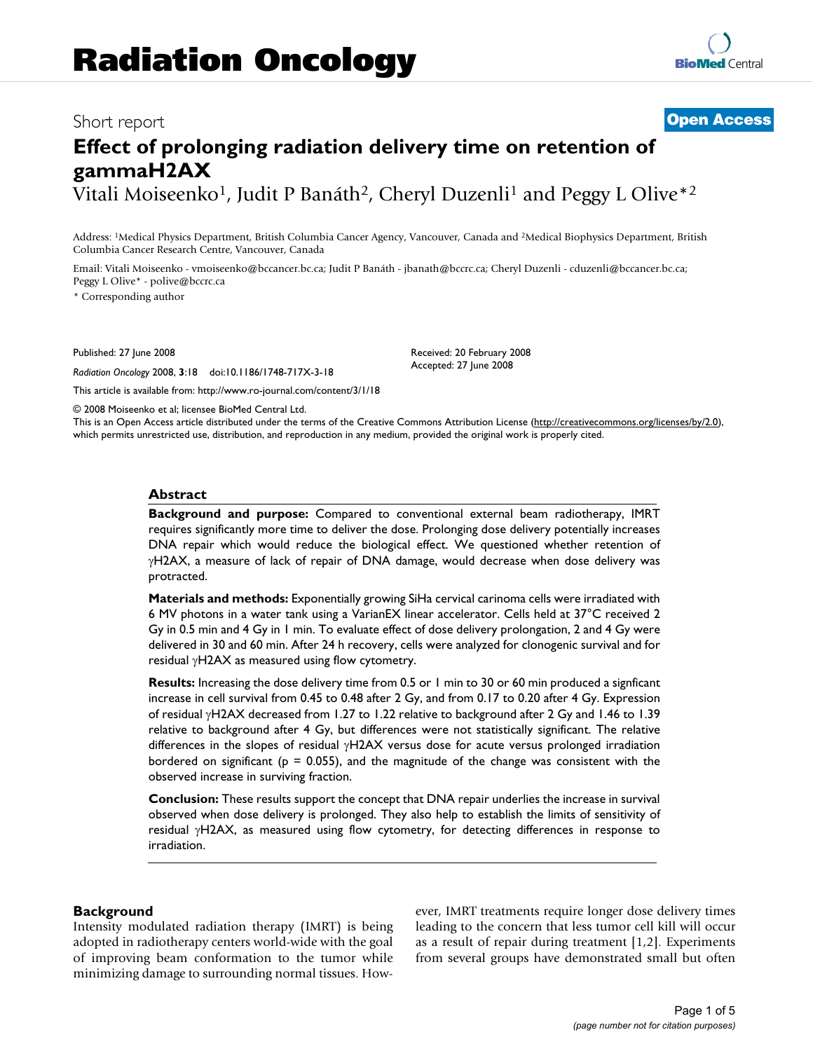Short report

**Open Access**

# Effect of prolonging radiation delivery time on retention of gammaH2AX

Vitali Moiseenko[1], Judit P Banáth[2], Cheryl Duzenli[1] and Peggy L Olive*[2]

Address: [1]Medical Physics Department, British Columbia Cancer Agency, Vancouver, Canada and [2]Medical Biophysics Department, British Columbia Cancer Research Centre, Vancouver, Canada

Email: Vitali Moiseenko - vmoiseenko@bccancer.bc.ca; Judit P Banáth - jbanath@bccrc.ca; Cheryl Duzenli - cduzenli@bccancer.bc.ca; Peggy L Olive* - polive@bccrc.ca

\* Corresponding author

Published: 27 June 2008

*Radiation Oncology* 2008, **3**:18 doi:10.1186/1748-717X-3-18

Received: 20 February 2008
Accepted: 27 June 2008

This article is available from: http://www.ro-journal.com/content/3/1/18

© 2008 Moiseenko et al; licensee BioMed Central Ltd.
This is an Open Access article distributed under the terms of the Creative Commons Attribution License (http://creativecommons.org/licenses/by/2.0), which permits unrestricted use, distribution, and reproduction in any medium, provided the original work is properly cited.

## Abstract

**Background and purpose:** Compared to conventional external beam radiotherapy, IMRT requires significantly more time to deliver the dose. Prolonging dose delivery potentially increases DNA repair which would reduce the biological effect. We questioned whether retention of γH2AX, a measure of lack of repair of DNA damage, would decrease when dose delivery was protracted.

**Materials and methods:** Exponentially growing SiHa cervical carinoma cells were irradiated with 6 MV photons in a water tank using a VarianEX linear accelerator. Cells held at 37°C received 2 Gy in 0.5 min and 4 Gy in 1 min. To evaluate effect of dose delivery prolongation, 2 and 4 Gy were delivered in 30 and 60 min. After 24 h recovery, cells were analyzed for clonogenic survival and for residual γH2AX as measured using flow cytometry.

**Results:** Increasing the dose delivery time from 0.5 or 1 min to 30 or 60 min produced a signficant increase in cell survival from 0.45 to 0.48 after 2 Gy, and from 0.17 to 0.20 after 4 Gy. Expression of residual γH2AX decreased from 1.27 to 1.22 relative to background after 2 Gy and 1.46 to 1.39 relative to background after 4 Gy, but differences were not statistically significant. The relative differences in the slopes of residual γH2AX versus dose for acute versus prolonged irradiation bordered on significant ($p = 0.055$), and the magnitude of the change was consistent with the observed increase in surviving fraction.

**Conclusion:** These results support the concept that DNA repair underlies the increase in survival observed when dose delivery is prolonged. They also help to establish the limits of sensitivity of residual γH2AX, as measured using flow cytometry, for detecting differences in response to irradiation.

## Background

Intensity modulated radiation therapy (IMRT) is being adopted in radiotherapy centers world-wide with the goal of improving beam conformation to the tumor while minimizing damage to surrounding normal tissues. However, IMRT treatments require longer dose delivery times leading to the concern that less tumor cell kill will occur as a result of repair during treatment [1,2]. Experiments from several groups have demonstrated small but often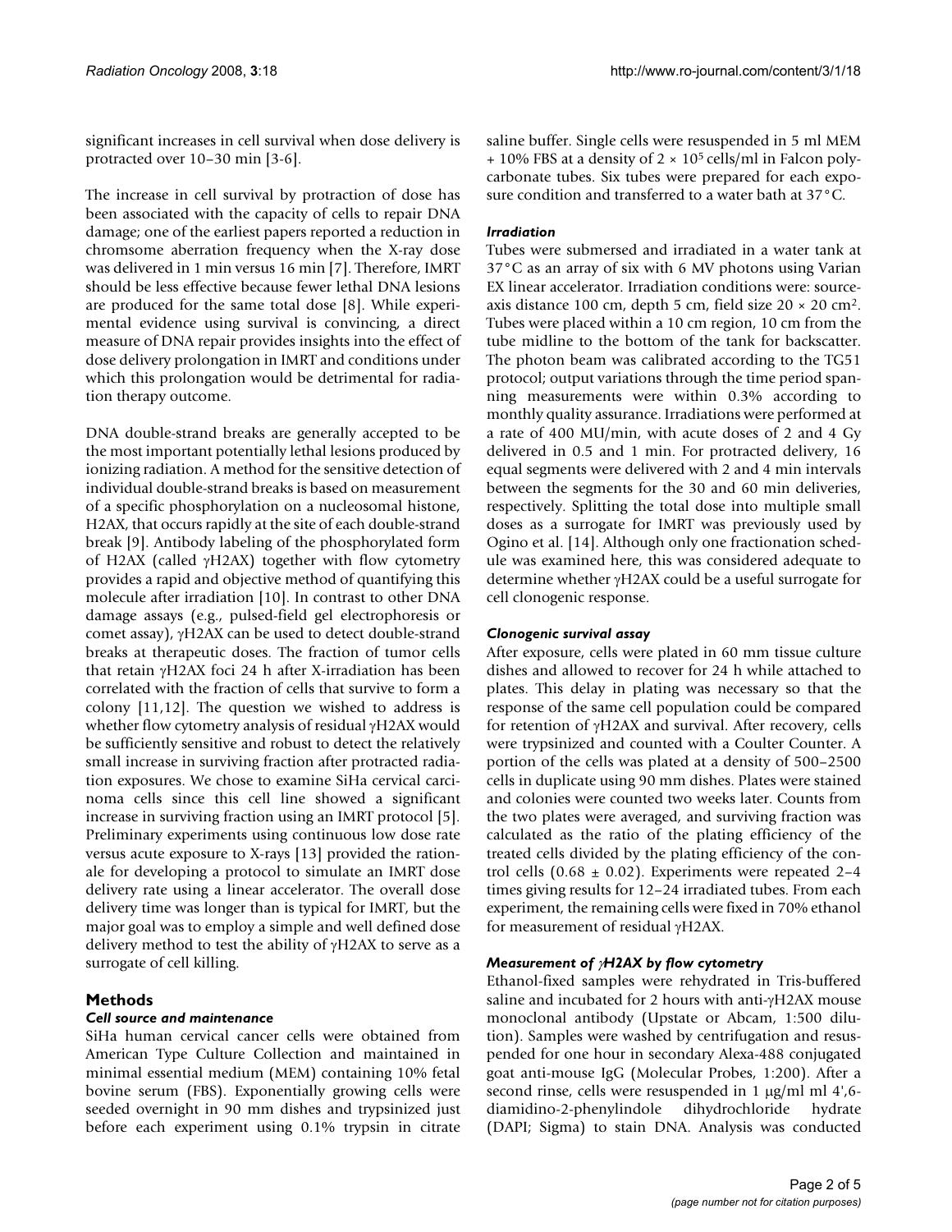significant increases in cell survival when dose delivery is protracted over 10–30 min [3-6].

The increase in cell survival by protraction of dose has been associated with the capacity of cells to repair DNA damage; one of the earliest papers reported a reduction in chromosome aberration frequency when the X-ray dose was delivered in 1 min versus 16 min [7]. Therefore, IMRT should be less effective because fewer lethal DNA lesions are produced for the same total dose [8]. While experimental evidence using survival is convincing, a direct measure of DNA repair provides insights into the effect of dose delivery prolongation in IMRT and conditions under which this prolongation would be detrimental for radiation therapy outcome.

DNA double-strand breaks are generally accepted to be the most important potentially lethal lesions produced by ionizing radiation. A method for the sensitive detection of individual double-strand breaks is based on measurement of a specific phosphorylation on a nucleosomal histone, H2AX, that occurs rapidly at the site of each double-strand break [9]. Antibody labeling of the phosphorylated form of H2AX (called γH2AX) together with flow cytometry provides a rapid and objective method of quantifying this molecule after irradiation [10]. In contrast to other DNA damage assays (e.g., pulsed-field gel electrophoresis or comet assay), γH2AX can be used to detect double-strand breaks at therapeutic doses. The fraction of tumor cells that retain γH2AX foci 24 h after X-irradiation has been correlated with the fraction of cells that survive to form a colony [11,12]. The question we wished to address is whether flow cytometry analysis of residual γH2AX would be sufficiently sensitive and robust to detect the relatively small increase in surviving fraction after protracted radiation exposures. We chose to examine SiHa cervical carcinoma cells since this cell line showed a significant increase in surviving fraction using an IMRT protocol [5]. Preliminary experiments using continuous low dose rate versus acute exposure to X-rays [13] provided the rationale for developing a protocol to simulate an IMRT dose delivery rate using a linear accelerator. The overall dose delivery time was longer than is typical for IMRT, but the major goal was to employ a simple and well defined dose delivery method to test the ability of γH2AX to serve as a surrogate of cell killing.

## Methods

### *Cell source and maintenance*

SiHa human cervical cancer cells were obtained from American Type Culture Collection and maintained in minimal essential medium (MEM) containing 10% fetal bovine serum (FBS). Exponentially growing cells were seeded overnight in 90 mm dishes and trypsinized just before each experiment using 0.1% trypsin in citrate saline buffer. Single cells were resuspended in 5 ml MEM + 10% FBS at a density of $2 \times 10^5$ cells/ml in Falcon polycarbonate tubes. Six tubes were prepared for each exposure condition and transferred to a water bath at 37°C.

### *Irradiation*

Tubes were submersed and irradiated in a water tank at 37°C as an array of six with 6 MV photons using Varian EX linear accelerator. Irradiation conditions were: source-axis distance 100 cm, depth 5 cm, field size $20 \times 20$ cm$^2$. Tubes were placed within a 10 cm region, 10 cm from the tube midline to the bottom of the tank for backscatter. The photon beam was calibrated according to the TG51 protocol; output variations through the time period spanning measurements were within 0.3% according to monthly quality assurance. Irradiations were performed at a rate of 400 MU/min, with acute doses of 2 and 4 Gy delivered in 0.5 and 1 min. For protracted delivery, 16 equal segments were delivered with 2 and 4 min intervals between the segments for the 30 and 60 min deliveries, respectively. Splitting the total dose into multiple small doses as a surrogate for IMRT was previously used by Ogino et al. [14]. Although only one fractionation schedule was examined here, this was considered adequate to determine whether γH2AX could be a useful surrogate for cell clonogenic response.

### *Clonogenic survival assay*

After exposure, cells were plated in 60 mm tissue culture dishes and allowed to recover for 24 h while attached to plates. This delay in plating was necessary so that the response of the same cell population could be compared for retention of γH2AX and survival. After recovery, cells were trypsinized and counted with a Coulter Counter. A portion of the cells was plated at a density of 500–2500 cells in duplicate using 90 mm dishes. Plates were stained and colonies were counted two weeks later. Counts from the two plates were averaged, and surviving fraction was calculated as the ratio of the plating efficiency of the treated cells divided by the plating efficiency of the control cells ($0.68 \pm 0.02$). Experiments were repeated 2–4 times giving results for 12–24 irradiated tubes. From each experiment, the remaining cells were fixed in 70% ethanol for measurement of residual γH2AX.

### *Measurement of γH2AX by flow cytometry*

Ethanol-fixed samples were rehydrated in Tris-buffered saline and incubated for 2 hours with anti-γH2AX mouse monoclonal antibody (Upstate or Abcam, 1:500 dilution). Samples were washed by centrifugation and resuspended for one hour in secondary Alexa-488 conjugated goat anti-mouse IgG (Molecular Probes, 1:200). After a second rinse, cells were resuspended in 1 μg/ml ml 4',6-diamidino-2-phenylindole dihydrochloride hydrate (DAPI; Sigma) to stain DNA. Analysis was conducted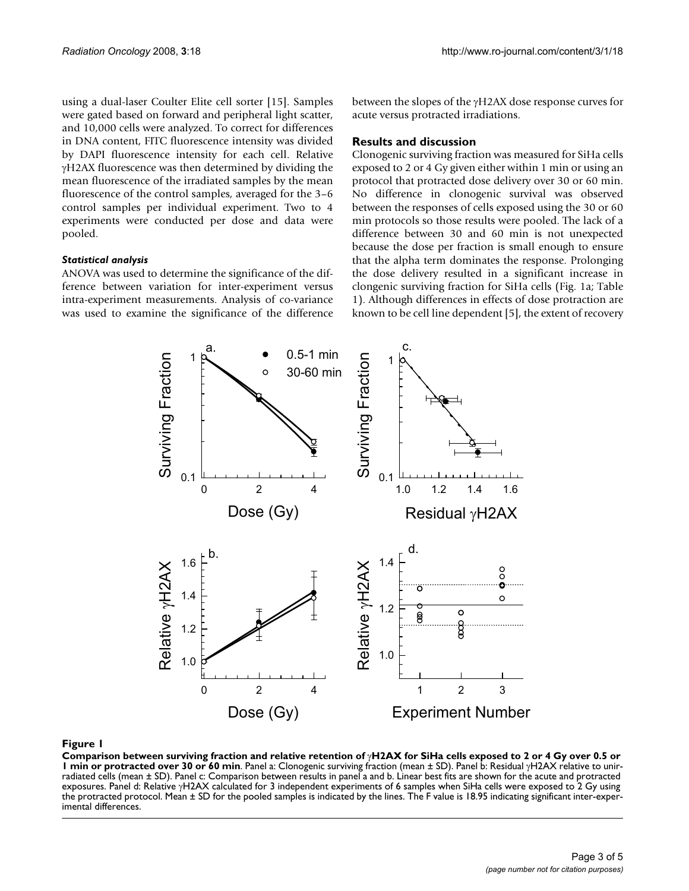using a dual-laser Coulter Elite cell sorter [15]. Samples were gated based on forward and peripheral light scatter, and 10,000 cells were analyzed. To correct for differences in DNA content, FITC fluorescence intensity was divided by DAPI fluorescence intensity for each cell. Relative γH2AX fluorescence was then determined by dividing the mean fluorescence of the irradiated samples by the mean fluorescence of the control samples, averaged for the 3–6 control samples per individual experiment. Two to 4 experiments were conducted per dose and data were pooled.

### *Statistical analysis*

ANOVA was used to determine the significance of the difference between variation for inter-experiment versus intra-experiment measurements. Analysis of co-variance was used to examine the significance of the difference between the slopes of the γH2AX dose response curves for acute versus protracted irradiations.

## Results and discussion

Clonogenic surviving fraction was measured for SiHa cells exposed to 2 or 4 Gy given either within 1 min or using an protocol that protracted dose delivery over 30 or 60 min. No difference in clonogenic survival was observed between the responses of cells exposed using the 30 or 60 min protocols so those results were pooled. The lack of a difference between 30 and 60 min is not unexpected because the dose per fraction is small enough to ensure that the alpha term dominates the response. Prolonging the dose delivery resulted in a significant increase in clongenic surviving fraction for SiHa cells (Fig. 1a; Table 1). Although differences in effects of dose protraction are known to be cell line dependent [5], the extent of recovery

**Figure 1**

**Comparison between surviving fraction and relative retention of γH2AX for SiHa cells exposed to 2 or 4 Gy over 0.5 or 1 min or protracted over 30 or 60 min**. Panel a: Clonogenic surviving fraction (mean ± SD). Panel b: Residual γH2AX relative to unirradiated cells (mean ± SD). Panel c: Comparison between results in panel a and b. Linear best fits are shown for the acute and protracted exposures. Panel d: Relative γH2AX calculated for 3 independent experiments of 6 samples when SiHa cells were exposed to 2 Gy using the protracted protocol. Mean ± SD for the pooled samples is indicated by the lines. The F value is 18.95 indicating significant inter-experimental differences.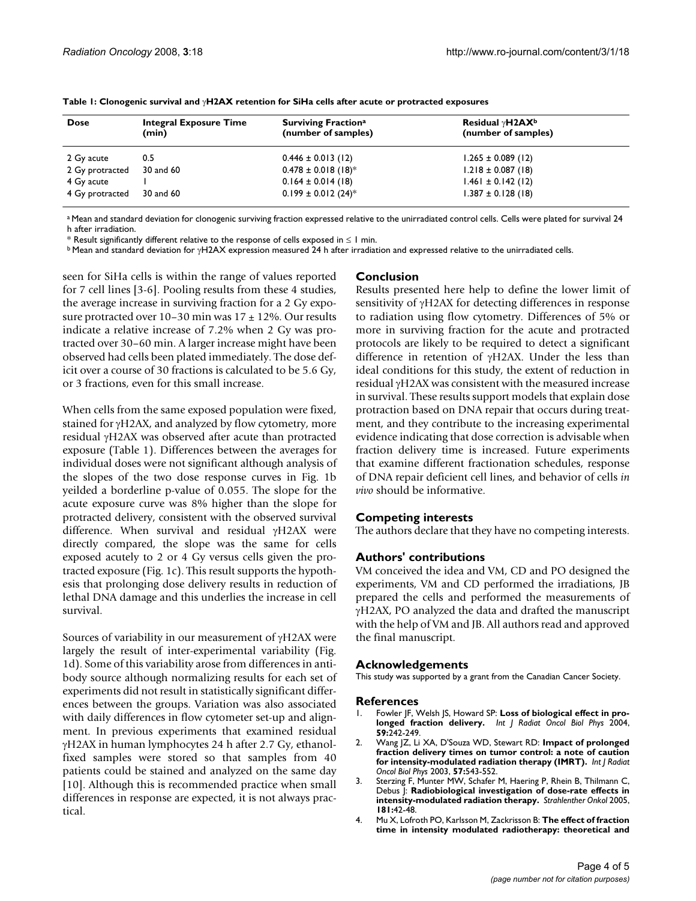**Table 1: Clonogenic survival and γH2AX retention for SiHa cells after acute or protracted exposures**

| Dose | Integral Exposure Time (min) | Surviving Fraction[a] (number of samples) | Residual γH2AX[b] (number of samples) |
|---|---|---|---|
| 2 Gy acute | 0.5 | 0.446 ± 0.013 (12) | 1.265 ± 0.089 (12) |
| 2 Gy protracted | 30 and 60 | 0.478 ± 0.018 (18)* | 1.218 ± 0.087 (18) |
| 4 Gy acute | 1 | 0.164 ± 0.014 (18) | 1.461 ± 0.142 (12) |
| 4 Gy protracted | 30 and 60 | 0.199 ± 0.012 (24)* | 1.387 ± 0.128 (18) |

[a] Mean and standard deviation for clonogenic surviving fraction expressed relative to the unirradiated control cells. Cells were plated for survival 24 h after irradiation.

* Result significantly different relative to the response of cells exposed in ≤ 1 min.

[b] Mean and standard deviation for γH2AX expression measured 24 h after irradiation and expressed relative to the unirradiated cells.

seen for SiHa cells is within the range of values reported for 7 cell lines [3-6]. Pooling results from these 4 studies, the average increase in surviving fraction for a 2 Gy exposure protracted over 10–30 min was 17 ± 12%. Our results indicate a relative increase of 7.2% when 2 Gy was protracted over 30–60 min. A larger increase might have been observed had cells been plated immediately. The dose deficit over a course of 30 fractions is calculated to be 5.6 Gy, or 3 fractions, even for this small increase.

When cells from the same exposed population were fixed, stained for γH2AX, and analyzed by flow cytometry, more residual γH2AX was observed after acute than protracted exposure (Table 1). Differences between the averages for individual doses were not significant although analysis of the slopes of the two dose response curves in Fig. 1b yeilded a borderline p-value of 0.055. The slope for the acute exposure curve was 8% higher than the slope for protracted delivery, consistent with the observed survival difference. When survival and residual γH2AX were directly compared, the slope was the same for cells exposed acutely to 2 or 4 Gy versus cells given the protracted exposure (Fig. 1c). This result supports the hypothesis that prolonging dose delivery results in reduction of lethal DNA damage and this underlies the increase in cell survival.

Sources of variability in our measurement of γH2AX were largely the result of inter-experimental variability (Fig. 1d). Some of this variability arose from differences in antibody source although normalizing results for each set of experiments did not result in statistically significant differences between the groups. Variation was also associated with daily differences in flow cytometer set-up and alignment. In previous experiments that examined residual γH2AX in human lymphocytes 24 h after 2.7 Gy, ethanol-fixed samples were stored so that samples from 40 patients could be stained and analyzed on the same day [10]. Although this is recommended practice when small differences in response are expected, it is not always practical.

## Conclusion

Results presented here help to define the lower limit of sensitivity of γH2AX for detecting differences in response to radiation using flow cytometry. Differences of 5% or more in surviving fraction for the acute and protracted protocols are likely to be required to detect a significant difference in retention of γH2AX. Under the less than ideal conditions for this study, the extent of reduction in residual γH2AX was consistent with the measured increase in survival. These results support models that explain dose protraction based on DNA repair that occurs during treatment, and they contribute to the increasing experimental evidence indicating that dose correction is advisable when fraction delivery time is increased. Future experiments that examine different fractionation schedules, response of DNA repair deficient cell lines, and behavior of cells *in vivo* should be informative.

## Competing interests

The authors declare that they have no competing interests.

## Authors' contributions

VM conceived the idea and VM, CD and PO designed the experiments, VM and CD performed the irradiations, JB prepared the cells and performed the measurements of γH2AX, PO analyzed the data and drafted the manuscript with the help of VM and JB. All authors read and approved the final manuscript.

## Acknowledgements

This study was supported by a grant from the Canadian Cancer Society.

## References

1. Fowler JF, Welsh JS, Howard SP: **Loss of biological effect in prolonged fraction delivery.** *Int J Radiat Oncol Biol Phys* 2004, **59:**242-249.
2. Wang JZ, Li XA, D'Souza WD, Stewart RD: **Impact of prolonged fraction delivery times on tumor control: a note of caution for intensity-modulated radiation therapy (IMRT).** *Int J Radiat Oncol Biol Phys* 2003, **57:**543-552.
3. Sterzing F, Munter MW, Schafer M, Haering P, Rhein B, Thilmann C, Debus J: **Radiobiological investigation of dose-rate effects in intensity-modulated radiation therapy.** *Strahlenther Onkol* 2005, **181:**42-48.
4. Mu X, Lofroth PO, Karlsson M, Zackrisson B: **The effect of fraction time in intensity modulated radiotherapy: theoretical and**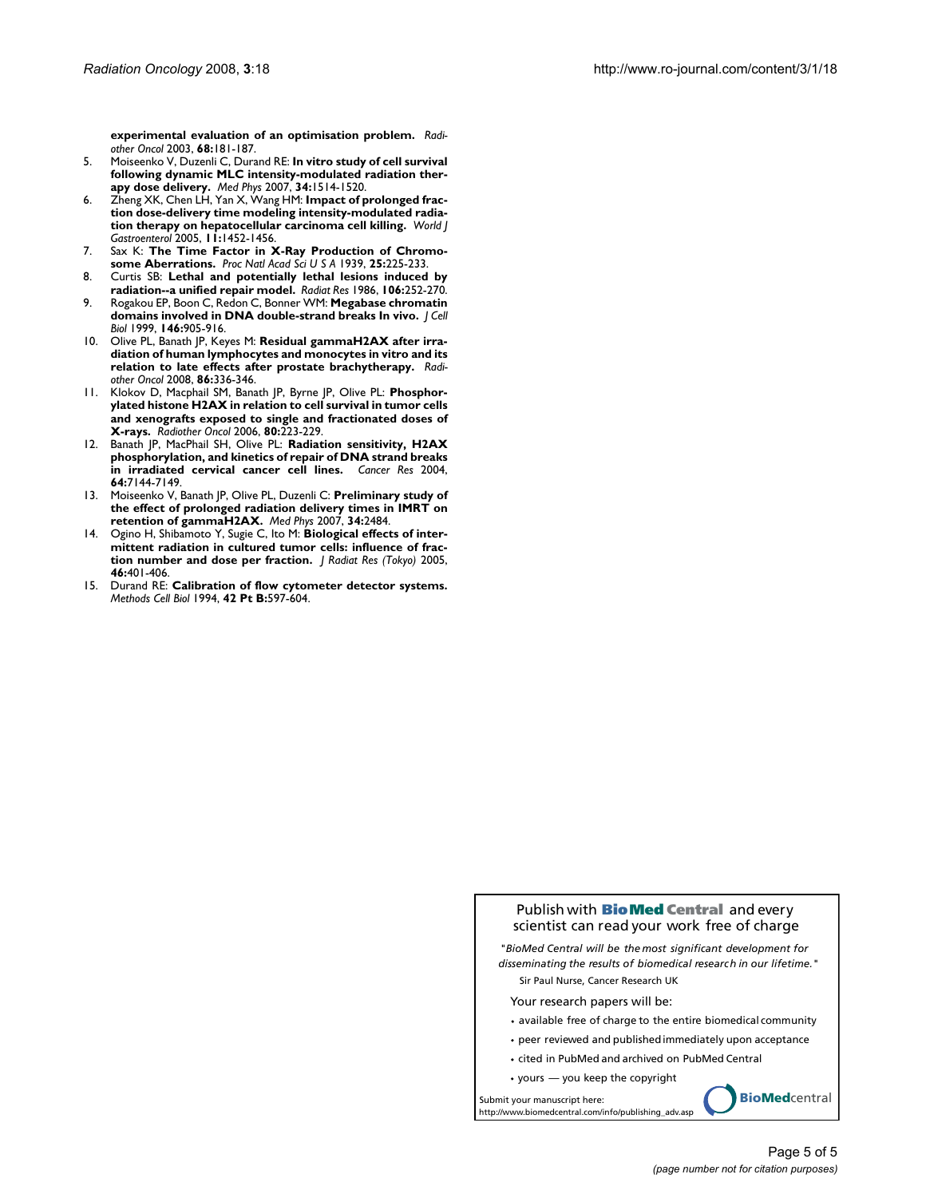experimental evaluation of an optimisation problem. *Radiother Oncol* 2003, **68:**181-187.

5. Moiseenko V, Duzenli C, Durand RE: **In vitro study of cell survival following dynamic MLC intensity-modulated radiation therapy dose delivery.** *Med Phys* 2007, **34:**1514-1520.
6. Zheng XK, Chen LH, Yan X, Wang HM: **Impact of prolonged fraction dose-delivery time modeling intensity-modulated radiation therapy on hepatocellular carcinoma cell killing.** *World J Gastroenterol* 2005, **11:**1452-1456.
7. Sax K: **The Time Factor in X-Ray Production of Chromosome Aberrations.** *Proc Natl Acad Sci U S A* 1939, **25:**225-233.
8. Curtis SB: **Lethal and potentially lethal lesions induced by radiation--a unified repair model.** *Radiat Res* 1986, **106:**252-270.
9. Rogakou EP, Boon C, Redon C, Bonner WM: **Megabase chromatin domains involved in DNA double-strand breaks In vivo.** *J Cell Biol* 1999, **146:**905-916.
10. Olive PL, Banath JP, Keyes M: **Residual gammaH2AX after irradiation of human lymphocytes and monocytes in vitro and its relation to late effects after prostate brachytherapy.** *Radiother Oncol* 2008, **86:**336-346.
11. Klokov D, Macphail SM, Banath JP, Byrne JP, Olive PL: **Phosphorylated histone H2AX in relation to cell survival in tumor cells and xenografts exposed to single and fractionated doses of X-rays.** *Radiother Oncol* 2006, **80:**223-229.
12. Banath JP, MacPhail SH, Olive PL: **Radiation sensitivity, H2AX phosphorylation, and kinetics of repair of DNA strand breaks in irradiated cervical cancer cell lines.** *Cancer Res* 2004, **64:**7144-7149.
13. Moiseenko V, Banath JP, Olive PL, Duzenli C: **Preliminary study of the effect of prolonged radiation delivery times in IMRT on retention of gammaH2AX.** *Med Phys* 2007, **34:**2484.
14. Ogino H, Shibamoto Y, Sugie C, Ito M: **Biological effects of intermittent radiation in cultured tumor cells: influence of fraction number and dose per fraction.** *J Radiat Res (Tokyo)* 2005, **46:**401-406.
15. Durand RE: **Calibration of flow cytometer detector systems.** *Methods Cell Biol* 1994, **42 Pt B:**597-604.